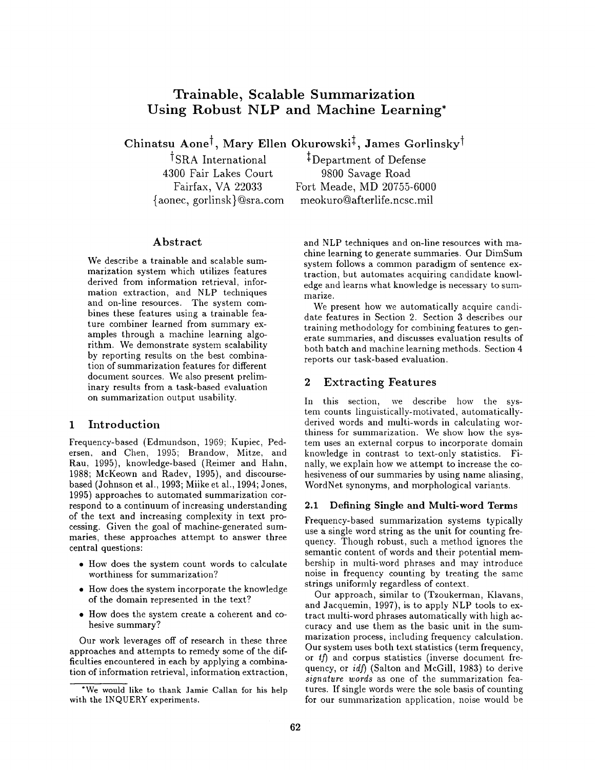# Trainable, Scalable Summarization Using Robust NLP and Machine Learning*

**Chinatsu Aone**[†], **Mary Ellen Okurowski**[‡], **James Gorlinsky**[†]

[†]SRA International
4300 Fair Lakes Court
Fairfax, VA 22033
{aonec, gorlinsk}@sra.com

[‡]Department of Defense
9800 Savage Road
Fort Meade, MD 20755-6000
meokuro@afterlife.ncsc.mil

## Abstract

We describe a trainable and scalable summarization system which utilizes features derived from information retrieval, information extraction, and NLP techniques and on-line resources. The system combines these features using a trainable feature combiner learned from summary examples through a machine learning algorithm. We demonstrate system scalability by reporting results on the best combination of summarization features for different document sources. We also present preliminary results from a task-based evaluation on summarization output usability.

## 1 Introduction

Frequency-based (Edmundson, 1969; Kupiec, Pedersen, and Chen, 1995; Brandow, Mitze, and Rau, 1995), knowledge-based (Reimer and Hahn, 1988; McKeown and Radev, 1995), and discourse-based (Johnson et al., 1993; Miike et al., 1994; Jones, 1995) approaches to automated summarization correspond to a continuum of increasing understanding of the text and increasing complexity in text processing. Given the goal of machine-generated summaries, these approaches attempt to answer three central questions:

- How does the system count words to calculate worthiness for summarization?
- How does the system incorporate the knowledge of the domain represented in the text?
- How does the system create a coherent and cohesive summary?

Our work leverages off of research in these three approaches and attempts to remedy some of the difficulties encountered in each by applying a combination of information retrieval, information extraction, and NLP techniques and on-line resources with machine learning to generate summaries. Our DimSum system follows a common paradigm of sentence extraction, but automates acquiring candidate knowledge and learns what knowledge is necessary to summarize.

We present how we automatically acquire candidate features in Section 2. Section 3 describes our training methodology for combining features to generate summaries, and discusses evaluation results of both batch and machine learning methods. Section 4 reports our task-based evaluation.

## 2 Extracting Features

In this section, we describe how the system counts linguistically-motivated, automatically-derived words and multi-words in calculating worthiness for summarization. We show how the system uses an external corpus to incorporate domain knowledge in contrast to text-only statistics. Finally, we explain how we attempt to increase the cohesiveness of our summaries by using name aliasing, WordNet synonyms, and morphological variants.

### 2.1 Defining Single and Multi-word Terms

Frequency-based summarization systems typically use a single word string as the unit for counting frequency. Though robust, such a method ignores the semantic content of words and their potential membership in multi-word phrases and may introduce noise in frequency counting by treating the same strings uniformly regardless of context.

Our approach, similar to (Tzoukerman, Klavans, and Jacquemin, 1997), is to apply NLP tools to extract multi-word phrases automatically with high accuracy and use them as the basic unit in the summarization process, including frequency calculation. Our system uses both text statistics (term frequency, or *tf*) and corpus statistics (inverse document frequency, or *idf*) (Salton and McGill, 1983) to derive *signature words* as one of the summarization features. If single words were the sole basis of counting for our summarization application, noise would be

*We would like to thank Jamie Callan for his help with the INQUERY experiments.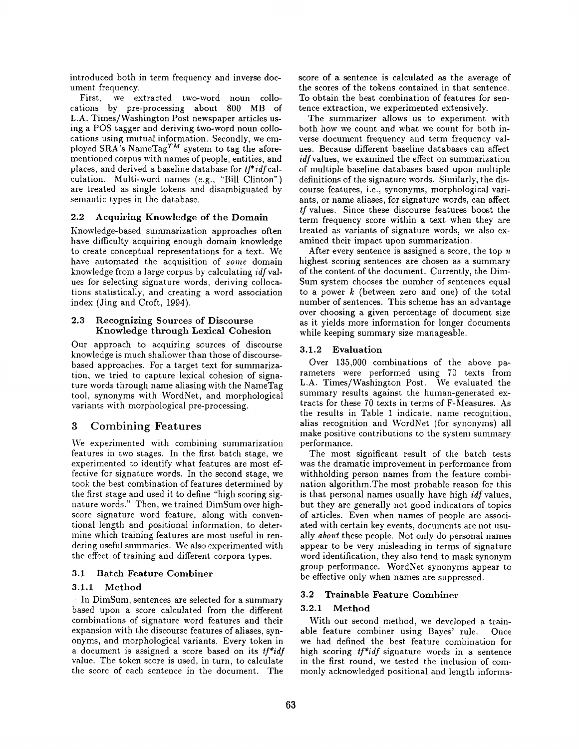introduced both in term frequency and inverse document frequency.

First, we extracted two-word noun collocations by pre-processing about 800 MB of L.A. Times/Washington Post newspaper articles using a POS tagger and deriving two-word noun collocations using mutual information. Secondly, we employed SRA's NameTag$^{TM}$ system to tag the aforementioned corpus with names of people, entities, and places, and derived a baseline database for *tf\*idf* calculation. Multi-word names (e.g., "Bill Clinton") are treated as single tokens and disambiguated by semantic types in the database.

### 2.2 Acquiring Knowledge of the Domain

Knowledge-based summarization approaches often have difficulty acquiring enough domain knowledge to create conceptual representations for a text. We have automated the acquisition of *some* domain knowledge from a large corpus by calculating *idf* values for selecting signature words, deriving collocations statistically, and creating a word association index (Jing and Croft, 1994).

### 2.3 Recognizing Sources of Discourse Knowledge through Lexical Cohesion

Our approach to acquiring sources of discourse knowledge is much shallower than those of discourse-based approaches. For a target text for summarization, we tried to capture lexical cohesion of signature words through name aliasing with the NameTag tool, synonyms with WordNet, and morphological variants with morphological pre-processing.

## 3 Combining Features

We experimented with combining summarization features in two stages. In the first batch stage, we experimented to identify what features are most effective for signature words. In the second stage, we took the best combination of features determined by the first stage and used it to define "high scoring signature words." Then, we trained DimSum over high-score signature word feature, along with conventional length and positional information, to determine which training features are most useful in rendering useful summaries. We also experimented with the effect of training and different corpora types.

### 3.1 Batch Feature Combiner

#### 3.1.1 Method

In DimSum, sentences are selected for a summary based upon a score calculated from the different combinations of signature word features and their expansion with the discourse features of aliases, synonyms, and morphological variants. Every token in a document is assigned a score based on its *tf\*idf* value. The token score is used, in turn, to calculate the score of each sentence in the document. The score of a sentence is calculated as the average of the scores of the tokens contained in that sentence. To obtain the best combination of features for sentence extraction, we experimented extensively.

The summarizer allows us to experiment with both how we count and what we count for both inverse document frequency and term frequency values. Because different baseline databases can affect *idf* values, we examined the effect on summarization of multiple baseline databases based upon multiple definitions of the signature words. Similarly, the discourse features, i.e., synonyms, morphological variants, or name aliases, for signature words, can affect *tf* values. Since these discourse features boost the term frequency score within a text when they are treated as variants of signature words, we also examined their impact upon summarization.

After every sentence is assigned a score, the top $n$ highest scoring sentences are chosen as a summary of the content of the document. Currently, the DimSum system chooses the number of sentences equal to a power $k$ (between zero and one) of the total number of sentences. This scheme has an advantage over choosing a given percentage of document size as it yields more information for longer documents while keeping summary size manageable.

#### 3.1.2 Evaluation

Over 135,000 combinations of the above parameters were performed using 70 texts from L.A. Times/Washington Post. We evaluated the summary results against the human-generated extracts for these 70 texts in terms of F-Measures. As the results in Table 1 indicate, name recognition, alias recognition and WordNet (for synonyms) all make positive contributions to the system summary performance.

The most significant result of the batch tests was the dramatic improvement in performance from withholding person names from the feature combination algorithm.The most probable reason for this is that personal names usually have high *idf* values, but they are generally not good indicators of topics of articles. Even when names of people are associated with certain key events, documents are not usually *about* these people. Not only do personal names appear to be very misleading in terms of signature word identification, they also tend to mask synonym group performance. WordNet synonyms appear to be effective only when names are suppressed.

### 3.2 Trainable Feature Combiner

#### 3.2.1 Method

With our second method, we developed a trainable feature combiner using Bayes' rule. Once we had defined the best feature combination for high scoring *tf\*idf* signature words in a sentence in the first round, we tested the inclusion of commonly acknowledged positional and length informa-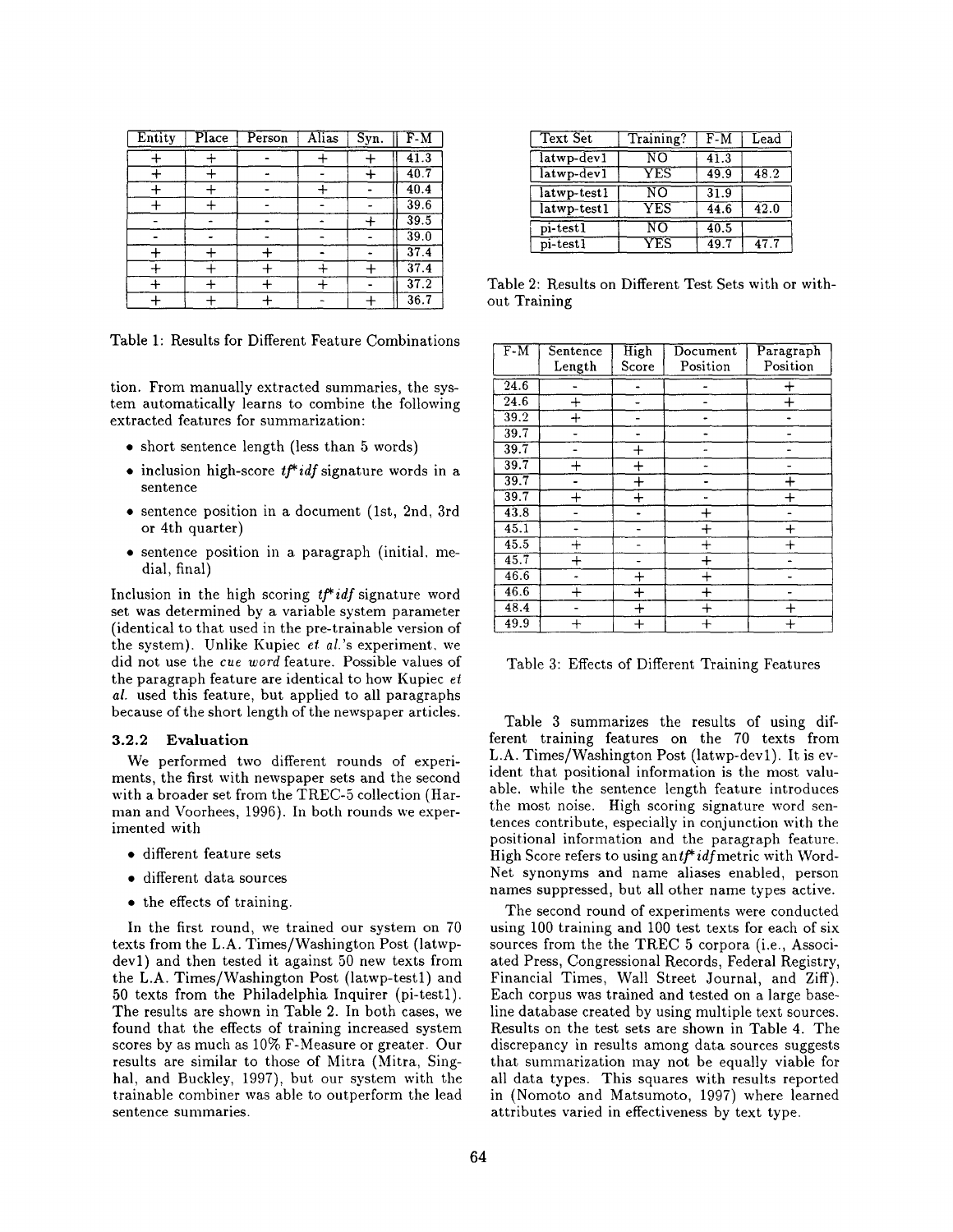| Entity | Place | Person | Alias | Syn. | F-M |
|---|---|---|---|---|---|
| + | + | - | + | + | 41.3 |
| + | + | - | - | + | 40.7 |
| + | + | - | + | - | 40.4 |
| + | + | - | - | - | 39.6 |
| - | - | - | - | + | 39.5 |
| - | - | - | - | - | 39.0 |
| + | + | + | - | - | 37.4 |
| + | + | + | + | + | 37.4 |
| + | + | + | + | - | 37.2 |
| + | + | + | - | + | 36.7 |

Table 1: Results for Different Feature Combinations

tion. From manually extracted summaries, the system automatically learns to combine the following extracted features for summarization:

- short sentence length (less than 5 words)
- inclusion high-score *tf\*idf* signature words in a sentence
- sentence position in a document (1st, 2nd, 3rd or 4th quarter)
- sentence position in a paragraph (initial, medial, final)

Inclusion in the high scoring *tf\*idf* signature word set was determined by a variable system parameter (identical to that used in the pre-trainable version of the system). Unlike Kupiec *et al.*'s experiment, we did not use the *cue word* feature. Possible values of the paragraph feature are identical to how Kupiec *et al.* used this feature, but applied to all paragraphs because of the short length of the newspaper articles.

#### 3.2.2 Evaluation

We performed two different rounds of experiments, the first with newspaper sets and the second with a broader set from the TREC-5 collection (Harman and Voorhees, 1996). In both rounds we experimented with

- different feature sets
- different data sources
- the effects of training.

In the first round, we trained our system on 70 texts from the L.A. Times/Washington Post (latwp-dev1) and then tested it against 50 new texts from the L.A. Times/Washington Post (latwp-test1) and 50 texts from the Philadelphia Inquirer (pi-test1). The results are shown in Table 2. In both cases, we found that the effects of training increased system scores by as much as 10% F-Measure or greater. Our results are similar to those of Mitra (Mitra, Singhal, and Buckley, 1997), but our system with the trainable combiner was able to outperform the lead sentence summaries.

| Text Set | Training? | F-M | Lead |
|---|---|---|---|
| latwp-dev1 | NO | 41.3 | |
| latwp-dev1 | YES | 49.9 | 48.2 |
| latwp-test1 | NO | 31.9 | |
| latwp-test1 | YES | 44.6 | 42.0 |
| pi-test1 | NO | 40.5 | |
| pi-test1 | YES | 49.7 | 47.7 |

Table 2: Results on Different Test Sets with or without Training

| F-M | Sentence Length | High Score | Document Position | Paragraph Position |
|---|---|---|---|---|
| 24.6 | - | - | - | + |
| 24.6 | + | - | - | + |
| 39.2 | + | - | - | - |
| 39.7 | - | - | - | - |
| 39.7 | - | + | - | - |
| 39.7 | + | + | - | - |
| 39.7 | - | + | - | + |
| 39.7 | + | + | - | + |
| 43.8 | - | - | + | - |
| 45.1 | - | - | + | + |
| 45.5 | + | - | + | + |
| 45.7 | + | - | + | - |
| 46.6 | - | + | + | - |
| 46.6 | + | + | + | - |
| 48.4 | - | + | + | + |
| 49.9 | + | + | + | + |

Table 3: Effects of Different Training Features

Table 3 summarizes the results of using different training features on the 70 texts from L.A. Times/Washington Post (latwp-dev1). It is evident that positional information is the most valuable, while the sentence length feature introduces the most noise. High scoring signature word sentences contribute, especially in conjunction with the positional information and the paragraph feature. High Score refers to using an *tf\*idf* metric with WordNet synonyms and name aliases enabled, person names suppressed, but all other name types active.

The second round of experiments were conducted using 100 training and 100 test texts for each of six sources from the the TREC 5 corpora (i.e., Associated Press, Congressional Records, Federal Registry, Financial Times, Wall Street Journal, and Ziff). Each corpus was trained and tested on a large baseline database created by using multiple text sources. Results on the test sets are shown in Table 4. The discrepancy in results among data sources suggests that summarization may not be equally viable for all data types. This squares with results reported in (Nomoto and Matsumoto, 1997) where learned attributes varied in effectiveness by text type.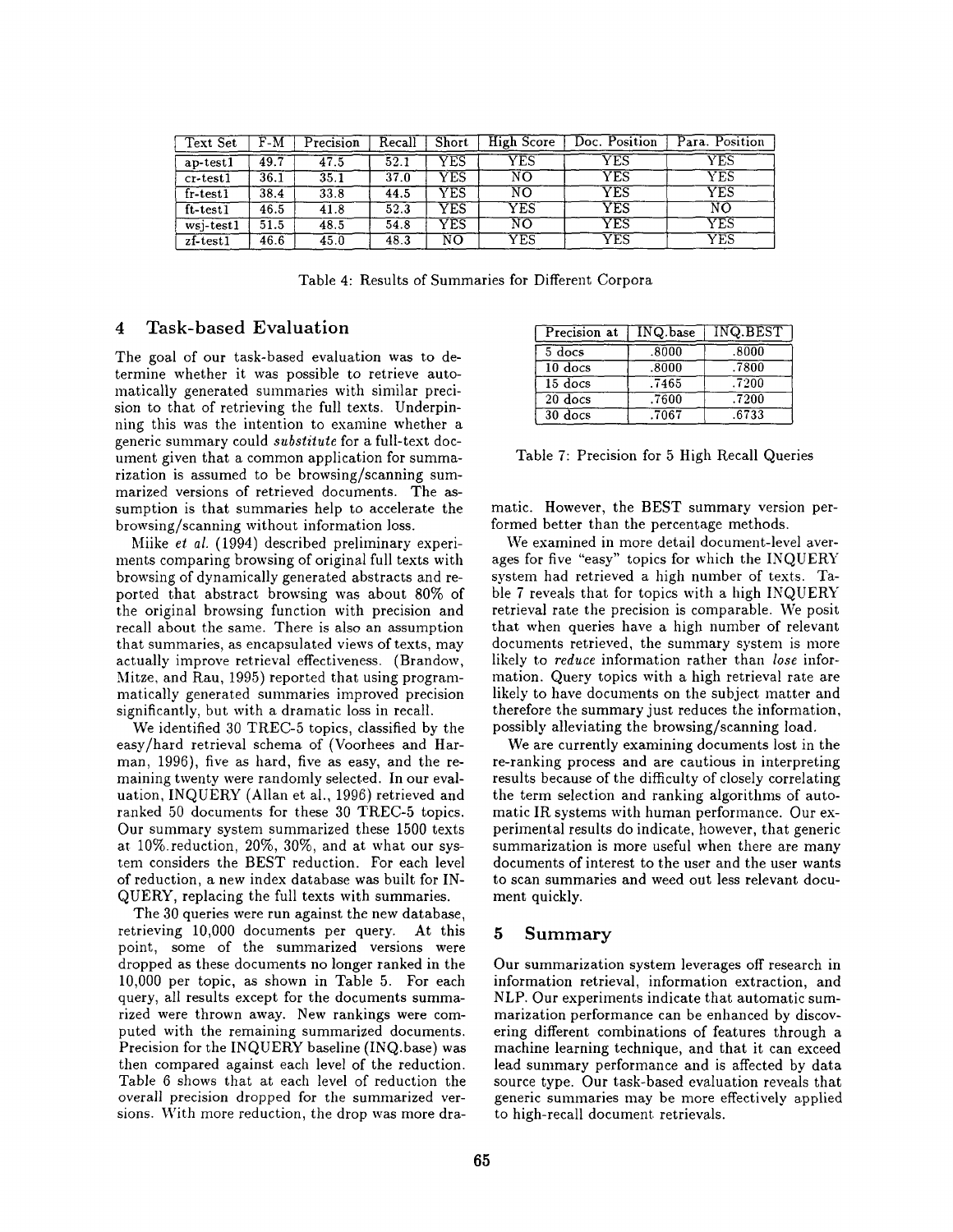| Text Set | F-M | Precision | Recall | Short | High Score | Doc. Position | Para. Position |
|---|---|---|---|---|---|---|---|
| ap-test1 | 49.7 | 47.5 | 52.1 | YES | YES | YES | YES |
| cr-test1 | 36.1 | 35.1 | 37.0 | YES | NO | YES | YES |
| fr-test1 | 38.4 | 33.8 | 44.5 | YES | NO | YES | YES |
| ft-test1 | 46.5 | 41.8 | 52.3 | YES | YES | YES | NO |
| wsj-test1 | 51.5 | 48.5 | 54.8 | YES | NO | YES | YES |
| zf-test1 | 46.6 | 45.0 | 48.3 | NO | YES | YES | YES |

Table 4: Results of Summaries for Different Corpora

## 4 Task-based Evaluation

The goal of our task-based evaluation was to determine whether it was possible to retrieve automatically generated summaries with similar precision to that of retrieving the full texts. Underpinning this was the intention to examine whether a generic summary could *substitute* for a full-text document given that a common application for summarization is assumed to be browsing/scanning summarized versions of retrieved documents. The assumption is that summaries help to accelerate the browsing/scanning without information loss.

Miike *et al.* (1994) described preliminary experiments comparing browsing of original full texts with browsing of dynamically generated abstracts and reported that abstract browsing was about 80% of the original browsing function with precision and recall about the same. There is also an assumption that summaries, as encapsulated views of texts, may actually improve retrieval effectiveness. (Brandow, Mitze, and Rau, 1995) reported that using programmatically generated summaries improved precision significantly, but with a dramatic loss in recall.

We identified 30 TREC-5 topics, classified by the easy/hard retrieval schema of (Voorhees and Harman, 1996), five as hard, five as easy, and the remaining twenty were randomly selected. In our evaluation, INQUERY (Allan et al., 1996) retrieved and ranked 50 documents for these 30 TREC-5 topics. Our summary system summarized these 1500 texts at 10% reduction, 20%, 30%, and at what our system considers the BEST reduction. For each level of reduction, a new index database was built for INQUERY, replacing the full texts with summaries.

The 30 queries were run against the new database, retrieving 10,000 documents per query. At this point, some of the summarized versions were dropped as these documents no longer ranked in the 10,000 per topic, as shown in Table 5. For each query, all results except for the documents summarized were thrown away. New rankings were computed with the remaining summarized documents. Precision for the INQUERY baseline (INQ.base) was then compared against each level of the reduction. Table 6 shows that at each level of reduction the overall precision dropped for the summarized versions. With more reduction, the drop was more dramatic. However, the BEST summary version performed better than the percentage methods.

| Precision at | INQ.base | INQ.BEST |
|---|---|---|
| 5 docs | .8000 | .8000 |
| 10 docs | .8000 | .7800 |
| 15 docs | .7465 | .7200 |
| 20 docs | .7600 | .7200 |
| 30 docs | .7067 | .6733 |

Table 7: Precision for 5 High Recall Queries

We examined in more detail document-level averages for five "easy" topics for which the INQUERY system had retrieved a high number of texts. Table 7 reveals that for topics with a high INQUERY retrieval rate the precision is comparable. We posit that when queries have a high number of relevant documents retrieved, the summary system is more likely to *reduce* information rather than *lose* information. Query topics with a high retrieval rate are likely to have documents on the subject matter and therefore the summary just reduces the information, possibly alleviating the browsing/scanning load.

We are currently examining documents lost in the re-ranking process and are cautious in interpreting results because of the difficulty of closely correlating the term selection and ranking algorithms of automatic IR systems with human performance. Our experimental results do indicate, however, that generic summarization is more useful when there are many documents of interest to the user and the user wants to scan summaries and weed out less relevant document quickly.

## 5 Summary

Our summarization system leverages off research in information retrieval, information extraction, and NLP. Our experiments indicate that automatic summarization performance can be enhanced by discovering different combinations of features through a machine learning technique, and that it can exceed lead summary performance and is affected by data source type. Our task-based evaluation reveals that generic summaries may be more effectively applied to high-recall document retrievals.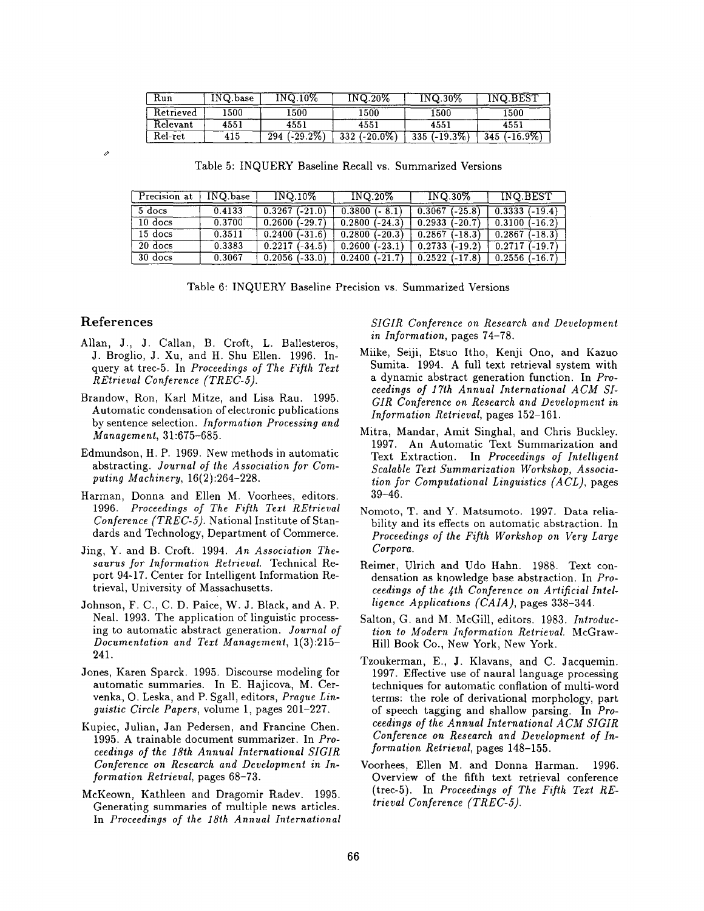| Run | INQ.base | INQ.10% | INQ.20% | INQ.30% | INQ.BEST |
|---|---|---|---|---|---|
| Retrieved | 1500 | 1500 | 1500 | 1500 | 1500 |
| Relevant | 4551 | 4551 | 4551 | 4551 | 4551 |
| Rel-ret | 415 | 294 (-29.2%) | 332 (-20.0%) | 335 (-19.3%) | 345 (-16.9%) |

Table 5: INQUERY Baseline Recall vs. Summarized Versions

| Precision at | INQ.base | INQ.10% | INQ.20% | INQ.30% | INQ.BEST |
|---|---|---|---|---|---|
| 5 docs | 0.4133 | 0.3267 (-21.0) | 0.3800 (- 8.1) | 0.3067 (-25.8) | 0.3333 (-19.4) |
| 10 docs | 0.3700 | 0.2600 (-29.7) | 0.2800 (-24.3) | 0.2933 (-20.7) | 0.3100 (-16.2) |
| 15 docs | 0.3511 | 0.2400 (-31.6) | 0.2800 (-20.3) | 0.2867 (-18.3) | 0.2867 (-18.3) |
| 20 docs | 0.3383 | 0.2217 (-34.5) | 0.2600 (-23.1) | 0.2733 (-19.2) | 0.2717 (-19.7) |
| 30 docs | 0.3067 | 0.2056 (-33.0) | 0.2400 (-21.7) | 0.2522 (-17.8) | 0.2556 (-16.7) |

Table 6: INQUERY Baseline Precision vs. Summarized Versions

## References

Allan, J., J. Callan, B. Croft, L. Ballesteros, J. Broglio, J. Xu, and H. Shu Ellen. 1996. Inquery at trec-5. In *Proceedings of The Fifth Text REtrieval Conference (TREC-5)*.

Brandow, Ron, Karl Mitze, and Lisa Rau. 1995. Automatic condensation of electronic publications by sentence selection. *Information Processing and Management*, 31:675–685.

Edmundson, H. P. 1969. New methods in automatic abstracting. *Journal of the Association for Computing Machinery*, 16(2):264–228.

Harman, Donna and Ellen M. Voorhees, editors. 1996. *Proceedings of The Fifth Text REtrieval Conference (TREC-5)*. National Institute of Standards and Technology, Department of Commerce.

Jing, Y. and B. Croft. 1994. *An Association Thesaurus for Information Retrieval*. Technical Report 94-17. Center for Intelligent Information Retrieval, University of Massachusetts.

Johnson, F. C., C. D. Paice, W. J. Black, and A. P. Neal. 1993. The application of linguistic processing to automatic abstract generation. *Journal of Documentation and Text Management*, 1(3):215–241.

Jones, Karen Sparck. 1995. Discourse modeling for automatic summaries. In E. Hajicova, M. Cervenka, O. Leska, and P. Sgall, editors, *Prague Linguistic Circle Papers*, volume 1, pages 201–227.

Kupiec, Julian, Jan Pedersen, and Francine Chen. 1995. A trainable document summarizer. In *Proceedings of the 18th Annual International SIGIR Conference on Research and Development in Information Retrieval*, pages 68–73.

McKeown, Kathleen and Dragomir Radev. 1995. Generating summaries of multiple news articles. In *Proceedings of the 18th Annual International SIGIR Conference on Research and Development in Information*, pages 74–78.

Miike, Seiji, Etsuo Itho, Kenji Ono, and Kazuo Sumita. 1994. A full text retrieval system with a dynamic abstract generation function. In *Proceedings of 17th Annual International ACM SIGIR Conference on Research and Development in Information Retrieval*, pages 152–161.

Mitra, Mandar, Amit Singhal, and Chris Buckley. 1997. An Automatic Text Summarization and Text Extraction. In *Proceedings of Intelligent Scalable Text Summarization Workshop, Association for Computational Linguistics (ACL)*, pages 39–46.

Nomoto, T. and Y. Matsumoto. 1997. Data reliability and its effects on automatic abstraction. In *Proceedings of the Fifth Workshop on Very Large Corpora*.

Reimer, Ulrich and Udo Hahn. 1988. Text condensation as knowledge base abstraction. In *Proceedings of the 4th Conference on Artificial Intelligence Applications (CAIA)*, pages 338–344.

Salton, G. and M. McGill, editors. 1983. *Introduction to Modern Information Retrieval*. McGraw-Hill Book Co., New York, New York.

Tzoukerman, E., J. Klavans, and C. Jacquemin. 1997. Effective use of naural language processing techniques for automatic conflation of multi-word terms: the role of derivational morphology, part of speech tagging and shallow parsing. In *Proceedings of the Annual International ACM SIGIR Conference on Research and Development of Information Retrieval*, pages 148–155.

Voorhees, Ellen M. and Donna Harman. 1996. Overview of the fifth text retrieval conference (trec-5). In *Proceedings of The Fifth Text REtrieval Conference (TREC-5)*.